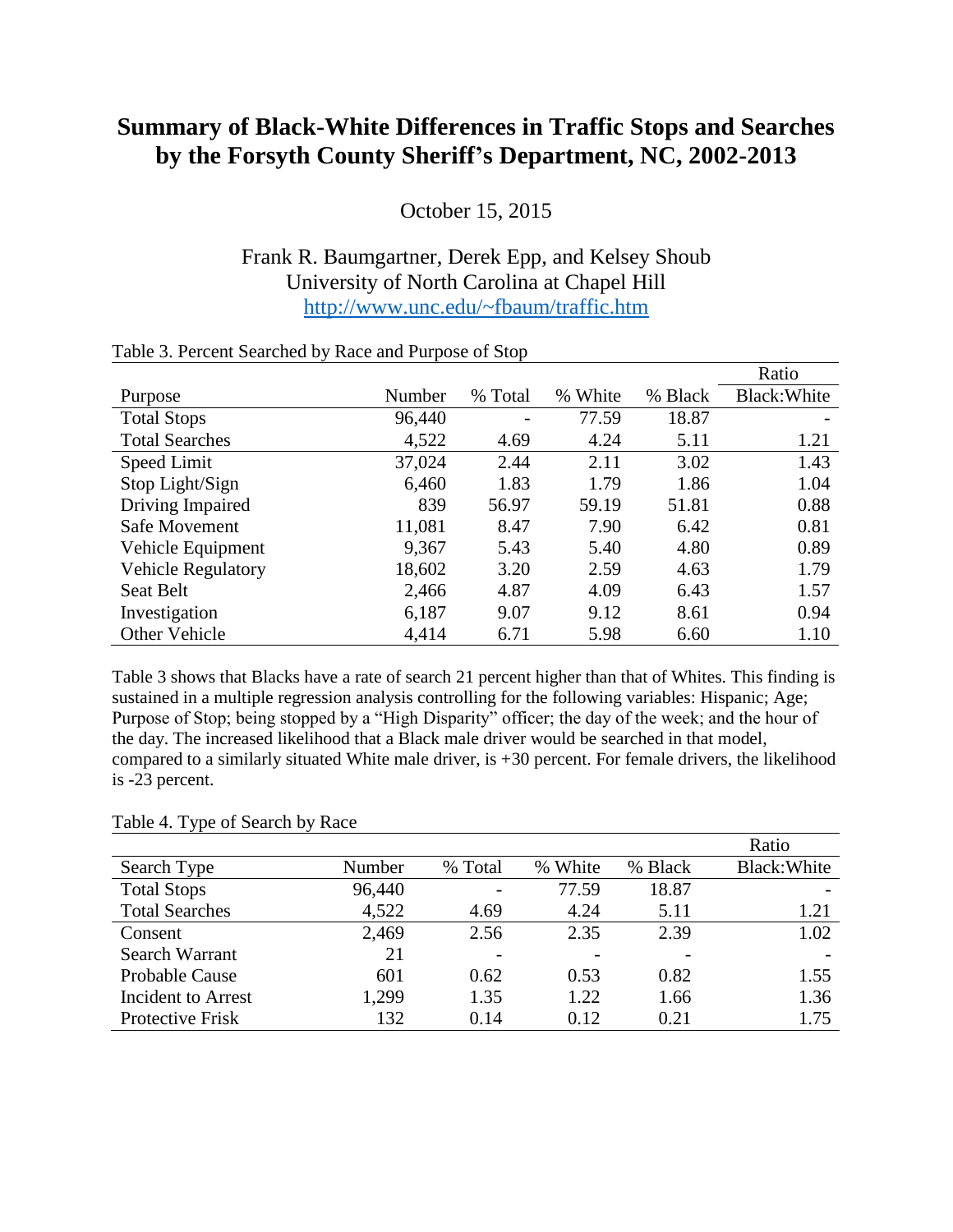# Summary of Black-White Differences in Traffic Stops and Searches by the Forsyth County Sheriff's Department, NC, 2002-2013

October 15, 2015

Frank R. Baumgartner, Derek Epp, and Kelsey Shoub
University of North Carolina at Chapel Hill
http://www.unc.edu/~fbaum/traffic.htm

Table 3. Percent Searched by Race and Purpose of Stop

| Purpose | Number | % Total | % White | % Black | Ratio Black:White |
|---|---|---|---|---|---|
| Total Stops | 96,440 | - | 77.59 | 18.87 | - |
| Total Searches | 4,522 | 4.69 | 4.24 | 5.11 | 1.21 |
| Speed Limit | 37,024 | 2.44 | 2.11 | 3.02 | 1.43 |
| Stop Light/Sign | 6,460 | 1.83 | 1.79 | 1.86 | 1.04 |
| Driving Impaired | 839 | 56.97 | 59.19 | 51.81 | 0.88 |
| Safe Movement | 11,081 | 8.47 | 7.90 | 6.42 | 0.81 |
| Vehicle Equipment | 9,367 | 5.43 | 5.40 | 4.80 | 0.89 |
| Vehicle Regulatory | 18,602 | 3.20 | 2.59 | 4.63 | 1.79 |
| Seat Belt | 2,466 | 4.87 | 4.09 | 6.43 | 1.57 |
| Investigation | 6,187 | 9.07 | 9.12 | 8.61 | 0.94 |
| Other Vehicle | 4,414 | 6.71 | 5.98 | 6.60 | 1.10 |

Table 3 shows that Blacks have a rate of search 21 percent higher than that of Whites. This finding is sustained in a multiple regression analysis controlling for the following variables: Hispanic; Age; Purpose of Stop; being stopped by a "High Disparity" officer; the day of the week; and the hour of the day. The increased likelihood that a Black male driver would be searched in that model, compared to a similarly situated White male driver, is +30 percent. For female drivers, the likelihood is -23 percent.

Table 4. Type of Search by Race

| Search Type | Number | % Total | % White | % Black | Ratio Black:White |
|---|---|---|---|---|---|
| Total Stops | 96,440 | - | 77.59 | 18.87 | - |
| Total Searches | 4,522 | 4.69 | 4.24 | 5.11 | 1.21 |
| Consent | 2,469 | 2.56 | 2.35 | 2.39 | 1.02 |
| Search Warrant | 21 | - | - | - | - |
| Probable Cause | 601 | 0.62 | 0.53 | 0.82 | 1.55 |
| Incident to Arrest | 1,299 | 1.35 | 1.22 | 1.66 | 1.36 |
| Protective Frisk | 132 | 0.14 | 0.12 | 0.21 | 1.75 |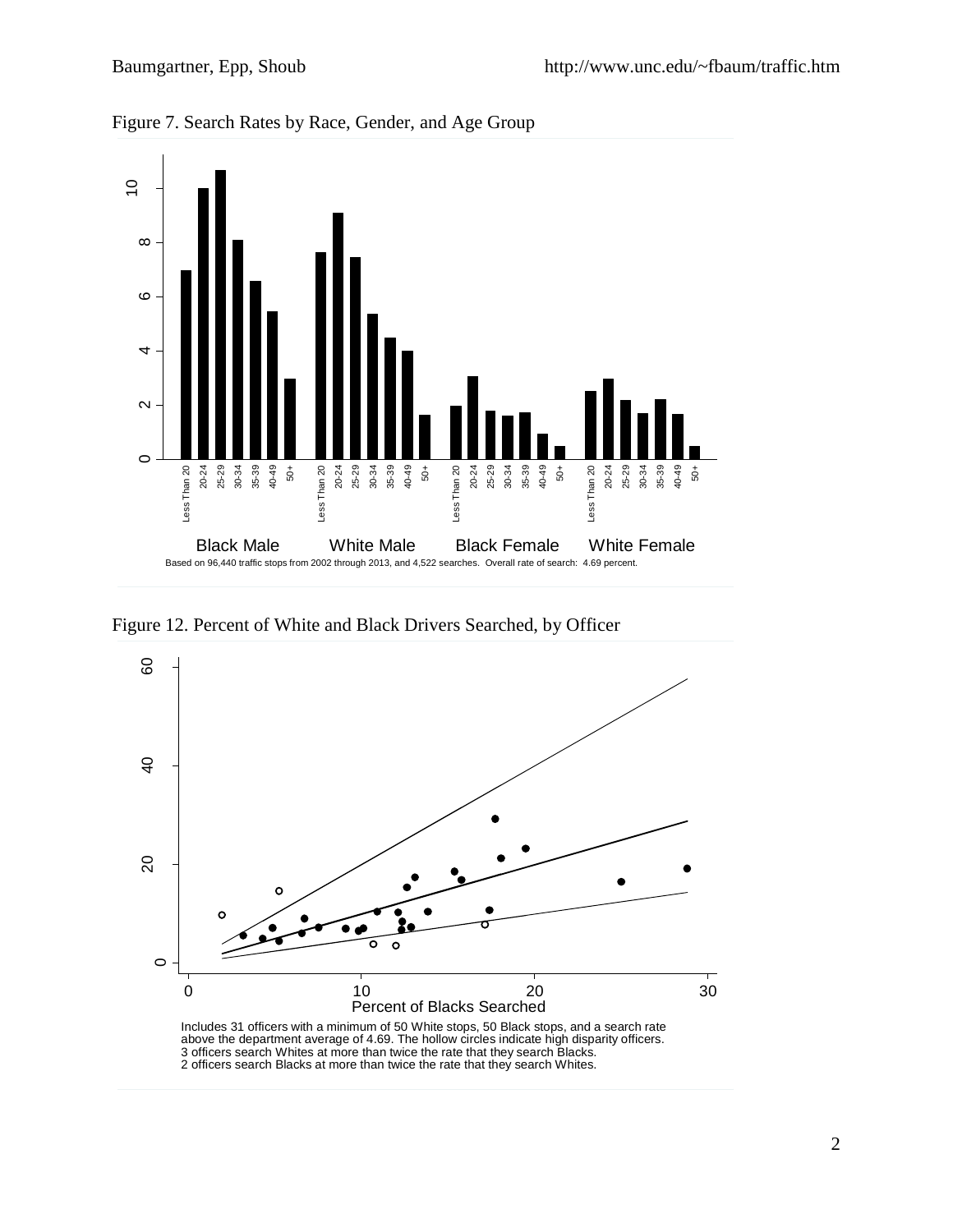Figure 7. Search Rates by Race, Gender, and Age Group

10
8
6
4
2
0

Less Than 20
20-24
25-29
30-34
35-39
40-49
50+

Black Male
White Male
Black Female
White Female

Based on 96,440 traffic stops from 2002 through 2013, and 4,522 searches. Overall rate of search: 4.69 percent.

Figure 12. Percent of White and Black Drivers Searched, by Officer

60
40
20
0

0
10
20
30

Percent of Blacks Searched

Includes 31 officers with a minimum of 50 White stops, 50 Black stops, and a search rate above the department average of 4.69. The hollow circles indicate high disparity officers.
3 officers search Whites at more than twice the rate that they search Blacks.
2 officers search Blacks at more than twice the rate that they search Whites.